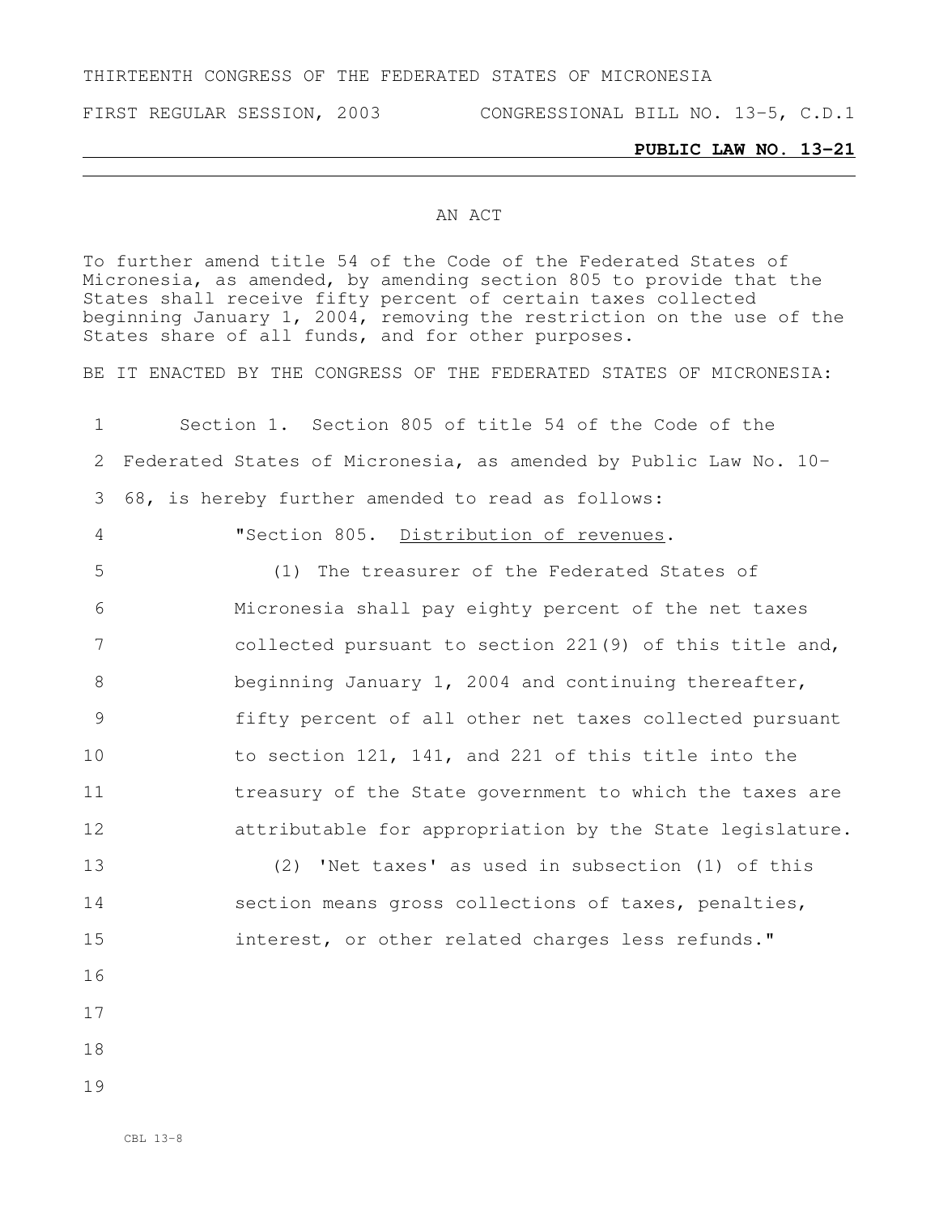THIRTEENTH CONGRESS OF THE FEDERATED STATES OF MICRONESIA

FIRST REGULAR SESSION, 2003 CONGRESSIONAL BILL NO. 13-5, C.D.1

**PUBLIC LAW NO. 13-21**

AN ACT

To further amend title 54 of the Code of the Federated States of Micronesia, as amended, by amending section 805 to provide that the States shall receive fifty percent of certain taxes collected beginning January 1, 2004, removing the restriction on the use of the States share of all funds, and for other purposes.

BE IT ENACTED BY THE CONGRESS OF THE FEDERATED STATES OF MICRONESIA:

Section 1. Section 805 of title 54 of the Code of the Federated States of Micronesia, as amended by Public Law No. 10-68, is hereby further amended to read as follows:

"Section 805. Distribution of revenues.

(1) The treasurer of the Federated States of Micronesia shall pay eighty percent of the net taxes collected pursuant to section 221(9) of this title and, beginning January 1, 2004 and continuing thereafter, fifty percent of all other net taxes collected pursuant to section 121, 141, and 221 of this title into the treasury of the State government to which the taxes are attributable for appropriation by the State legislature.

(2) 'Net taxes' as used in subsection (1) of this section means gross collections of taxes, penalties, interest, or other related charges less refunds."

CBL 13-8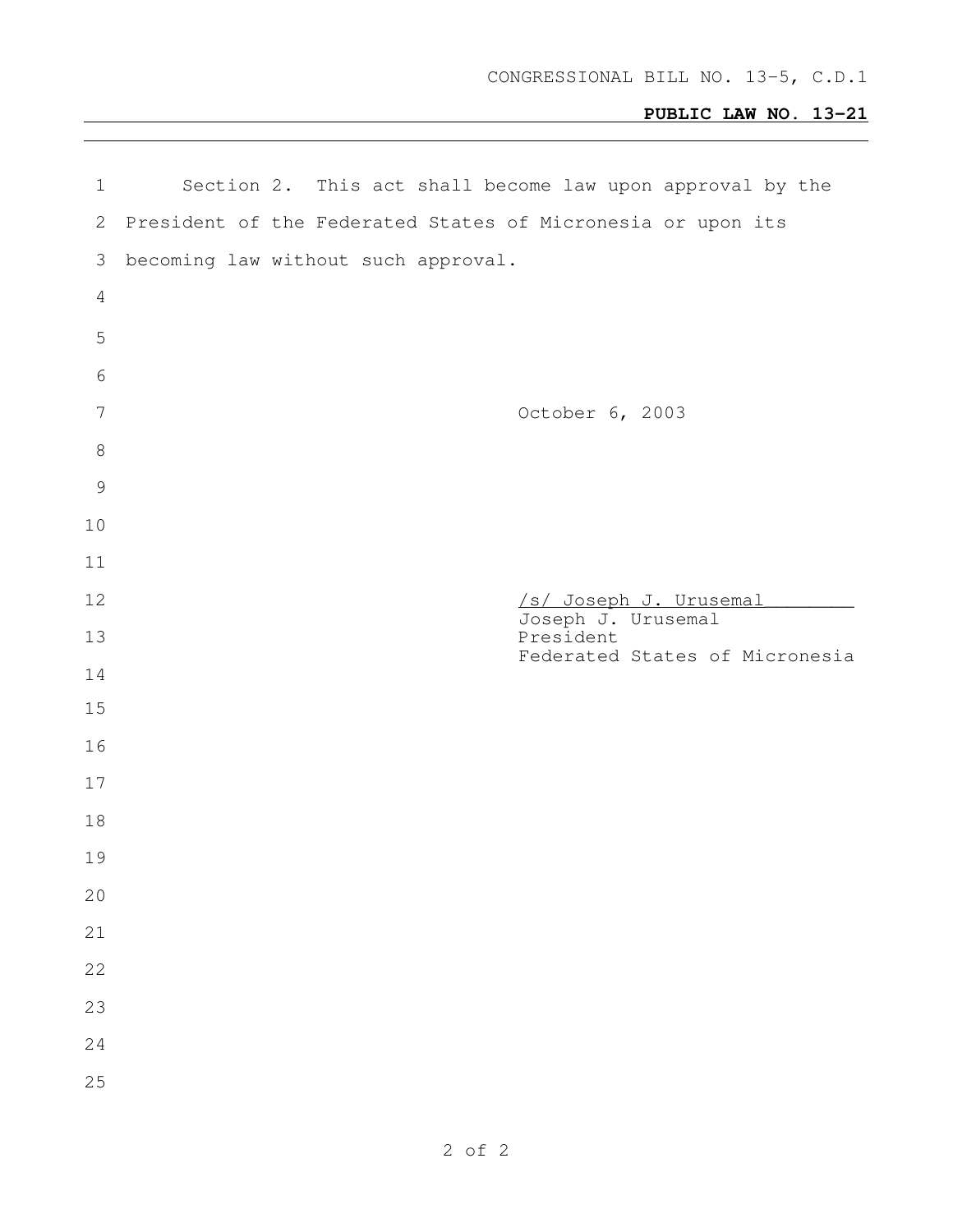CONGRESSIONAL BILL NO. 13-5, C.D.1

**PUBLIC LAW NO. 13-21**

Section 2. This act shall become law upon approval by the President of the Federated States of Micronesia or upon its becoming law without such approval.

October 6, 2003

/s/ Joseph J. Urusemal
Joseph J. Urusemal
President
Federated States of Micronesia